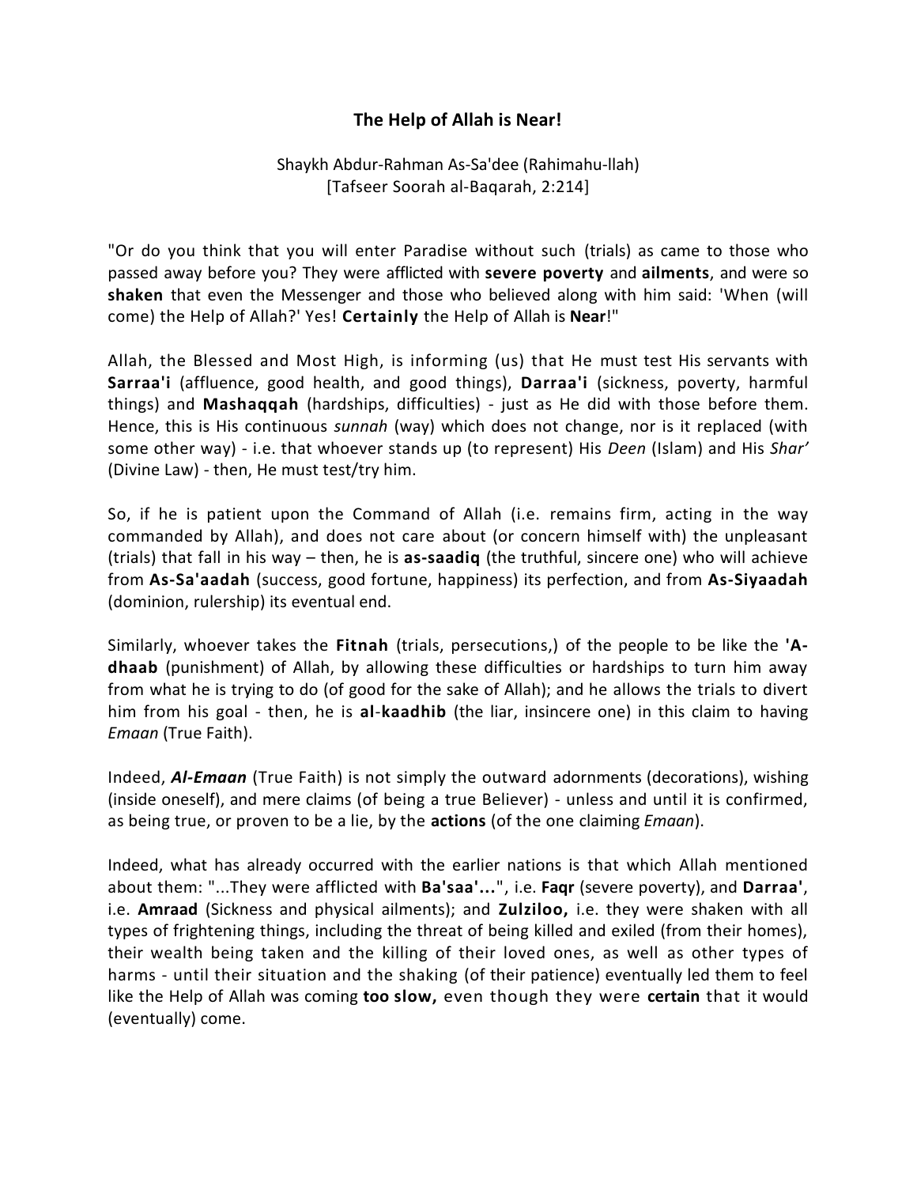# The Help of Allah is Near!

Shaykh Abdur-Rahman As-Sa'dee (Rahimahu-llah)
[Tafseer Soorah al-Baqarah, 2:214]

"Or do you think that you will enter Paradise without such (trials) as came to those who passed away before you? They were afflicted with **severe poverty** and **ailments**, and were so **shaken** that even the Messenger and those who believed along with him said: 'When (will come) the Help of Allah?' Yes! **Certainly** the Help of Allah is **Near**!"

Allah, the Blessed and Most High, is informing (us) that He must test His servants with **Sarraa'i** (affluence, good health, and good things), **Darraa'i** (sickness, poverty, harmful things) and **Mashaqqah** (hardships, difficulties) - just as He did with those before them. Hence, this is His continuous *sunnah* (way) which does not change, nor is it replaced (with some other way) - i.e. that whoever stands up (to represent) His *Deen* (Islam) and His *Shar'* (Divine Law) - then, He must test/try him.

So, if he is patient upon the Command of Allah (i.e. remains firm, acting in the way commanded by Allah), and does not care about (or concern himself with) the unpleasant (trials) that fall in his way – then, he is **as-saadiq** (the truthful, sincere one) who will achieve from **As-Sa'aadah** (success, good fortune, happiness) its perfection, and from **As-Siyaadah** (dominion, rulership) its eventual end.

Similarly, whoever takes the **Fitnah** (trials, persecutions,) of the people to be like the **'A-dhaab** (punishment) of Allah, by allowing these difficulties or hardships to turn him away from what he is trying to do (of good for the sake of Allah); and he allows the trials to divert him from his goal - then, he is **al-kaadhib** (the liar, insincere one) in this claim to having *Emaan* (True Faith).

Indeed, ***Al-Emaan*** (True Faith) is not simply the outward adornments (decorations), wishing (inside oneself), and mere claims (of being a true Believer) - unless and until it is confirmed, as being true, or proven to be a lie, by the **actions** (of the one claiming *Emaan*).

Indeed, what has already occurred with the earlier nations is that which Allah mentioned about them: "...They were afflicted with **Ba'saa'...**", i.e. **Faqr** (severe poverty), and **Darraa'**, i.e. **Amraad** (Sickness and physical ailments); and **Zulziloo,** i.e. they were shaken with all types of frightening things, including the threat of being killed and exiled (from their homes), their wealth being taken and the killing of their loved ones, as well as other types of harms - until their situation and the shaking (of their patience) eventually led them to feel like the Help of Allah was coming **too slow,** even though they were **certain** that it would (eventually) come.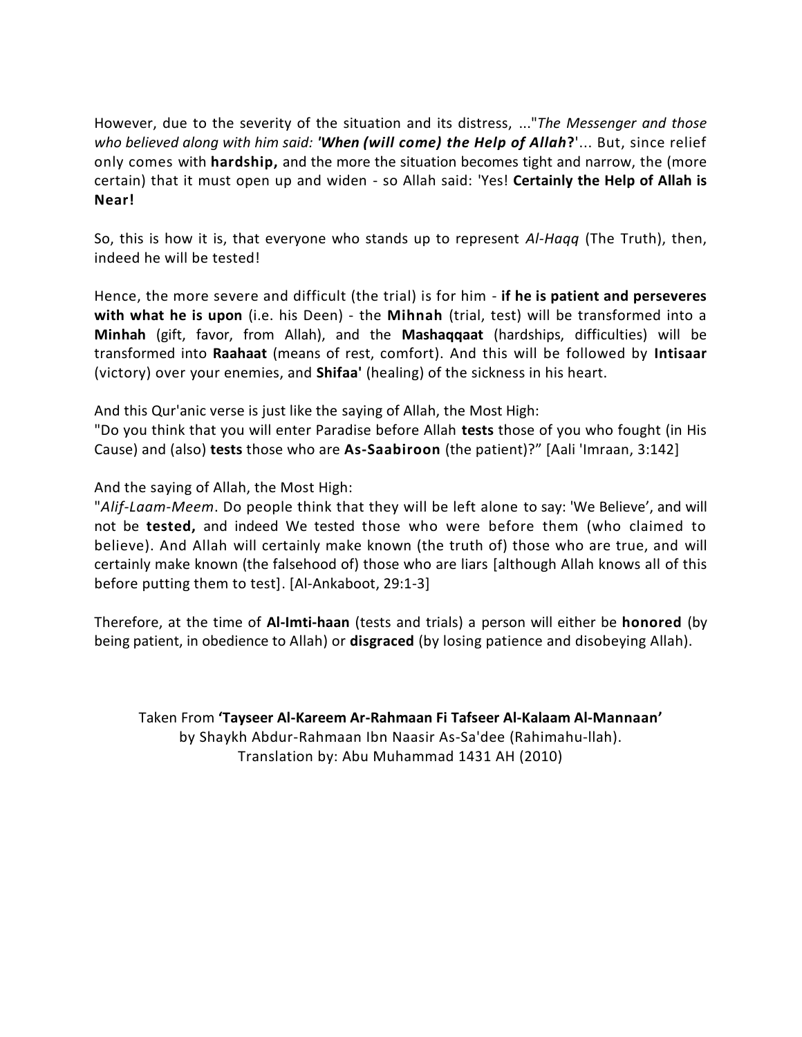However, due to the severity of the situation and its distress, ..."*The Messenger and those who believed along with him said: **'When (will come) the Help of Allah?**'*... But, since relief only comes with **hardship,** and the more the situation becomes tight and narrow, the (more certain) that it must open up and widen - so Allah said: 'Yes! **Certainly the Help of Allah is Near!**

So, this is how it is, that everyone who stands up to represent *Al-Haqq* (The Truth), then, indeed he will be tested!

Hence, the more severe and difficult (the trial) is for him - **if he is patient and perseveres with what he is upon** (i.e. his Deen) - the **Mihnah** (trial, test) will be transformed into a **Minhah** (gift, favor, from Allah), and the **Mashaqqaat** (hardships, difficulties) will be transformed into **Raahaat** (means of rest, comfort). And this will be followed by **Intisaar** (victory) over your enemies, and **Shifaa'** (healing) of the sickness in his heart.

And this Qur'anic verse is just like the saying of Allah, the Most High:
"Do you think that you will enter Paradise before Allah **tests** those of you who fought (in His Cause) and (also) **tests** those who are **As-Saabiroon** (the patient)?" [Aali 'Imraan, 3:142]

And the saying of Allah, the Most High:
"*Alif-Laam-Meem*. Do people think that they will be left alone to say: 'We Believe', and will not be **tested,** and indeed We tested those who were before them (who claimed to believe). And Allah will certainly make known (the truth of) those who are true, and will certainly make known (the falsehood of) those who are liars [although Allah knows all of this before putting them to test]. [Al-Ankaboot, 29:1-3]

Therefore, at the time of **Al-Imti-haan** (tests and trials) a person will either be **honored** (by being patient, in obedience to Allah) or **disgraced** (by losing patience and disobeying Allah).

Taken From **'Tayseer Al-Kareem Ar-Rahmaan Fi Tafseer Al-Kalaam Al-Mannaan'**
by Shaykh Abdur-Rahmaan Ibn Naasir As-Sa'dee (Rahimahu-llah).
Translation by: Abu Muhammad 1431 AH (2010)